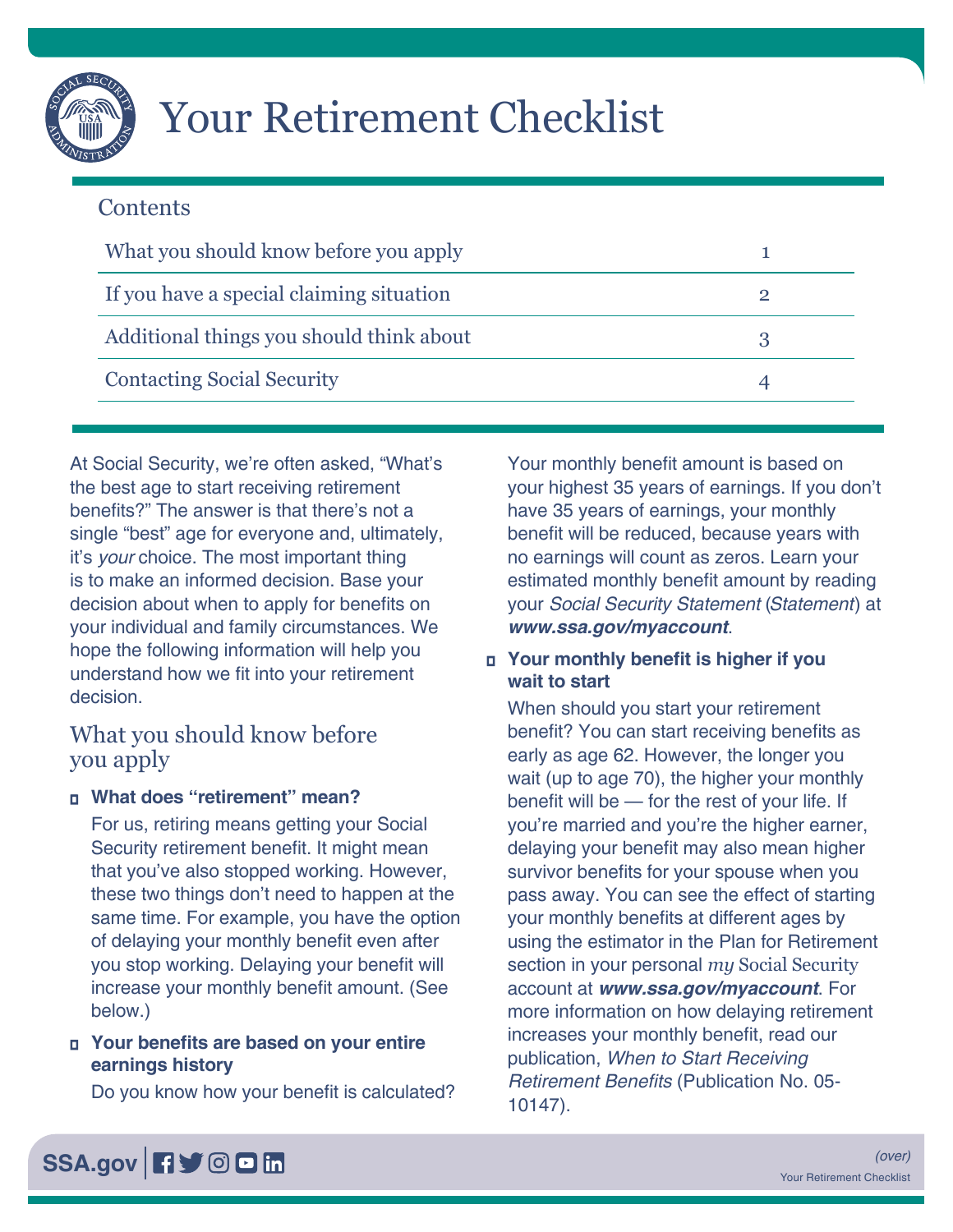# Your Retirement Checklist

## Contents

| | |
|---|---|
| What you should know before you apply | 1 |
| If you have a special claiming situation | 2 |
| Additional things you should think about | 3 |
| Contacting Social Security | 4 |

At Social Security, we're often asked, "What's the best age to start receiving retirement benefits?" The answer is that there's not a single "best" age for everyone and, ultimately, it's *your* choice. The most important thing is to make an informed decision. Base your decision about when to apply for benefits on your individual and family circumstances. We hope the following information will help you understand how we fit into your retirement decision.

## What you should know before you apply

- **What does "retirement" mean?**

  For us, retiring means getting your Social Security retirement benefit. It might mean that you've also stopped working. However, these two things don't need to happen at the same time. For example, you have the option of delaying your monthly benefit even after you stop working. Delaying your benefit will increase your monthly benefit amount. (See below.)

- **Your benefits are based on your entire earnings history**

  Do you know how your benefit is calculated? Your monthly benefit amount is based on your highest 35 years of earnings. If you don't have 35 years of earnings, your monthly benefit will be reduced, because years with no earnings will count as zeros. Learn your estimated monthly benefit amount by reading your *Social Security Statement* (*Statement*) at ***www.ssa.gov/myaccount***.

- **Your monthly benefit is higher if you wait to start**

  When should you start your retirement benefit? You can start receiving benefits as early as age 62. However, the longer you wait (up to age 70), the higher your monthly benefit will be — for the rest of your life. If you're married and you're the higher earner, delaying your benefit may also mean higher survivor benefits for your spouse when you pass away. You can see the effect of starting your monthly benefits at different ages by using the estimator in the Plan for Retirement section in your personal *my* Social Security account at ***www.ssa.gov/myaccount***. For more information on how delaying retirement increases your monthly benefit, read our publication, *When to Start Receiving Retirement Benefits* (Publication No. 05-10147).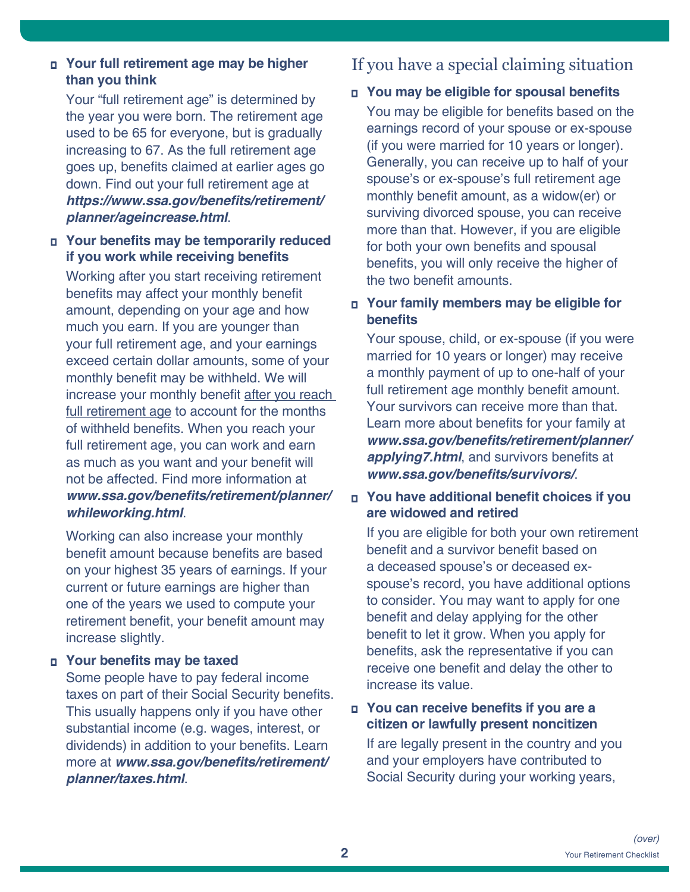- **Your full retirement age may be higher than you think**

  Your "full retirement age" is determined by the year you were born. The retirement age used to be 65 for everyone, but is gradually increasing to 67. As the full retirement age goes up, benefits claimed at earlier ages go down. Find out your full retirement age at ***https://www.ssa.gov/benefits/retirement/planner/ageincrease.html***.

- **Your benefits may be temporarily reduced if you work while receiving benefits**

  Working after you start receiving retirement benefits may affect your monthly benefit amount, depending on your age and how much you earn. If you are younger than your full retirement age, and your earnings exceed certain dollar amounts, some of your monthly benefit may be withheld. We will increase your monthly benefit after you reach full retirement age to account for the months of withheld benefits. When you reach your full retirement age, you can work and earn as much as you want and your benefit will not be affected. Find more information at ***www.ssa.gov/benefits/retirement/planner/whileworking.html***.

  Working can also increase your monthly benefit amount because benefits are based on your highest 35 years of earnings. If your current or future earnings are higher than one of the years we used to compute your retirement benefit, your benefit amount may increase slightly.

- **Your benefits may be taxed**

  Some people have to pay federal income taxes on part of their Social Security benefits. This usually happens only if you have other substantial income (e.g. wages, interest, or dividends) in addition to your benefits. Learn more at ***www.ssa.gov/benefits/retirement/planner/taxes.html***.

## If you have a special claiming situation

- **You may be eligible for spousal benefits**

  You may be eligible for benefits based on the earnings record of your spouse or ex-spouse (if you were married for 10 years or longer). Generally, you can receive up to half of your spouse's or ex-spouse's full retirement age monthly benefit amount, as a widow(er) or surviving divorced spouse, you can receive more than that. However, if you are eligible for both your own benefits and spousal benefits, you will only receive the higher of the two benefit amounts.

- **Your family members may be eligible for benefits**

  Your spouse, child, or ex-spouse (if you were married for 10 years or longer) may receive a monthly payment of up to one-half of your full retirement age monthly benefit amount. Your survivors can receive more than that. Learn more about benefits for your family at ***www.ssa.gov/benefits/retirement/planner/applying7.html***, and survivors benefits at ***www.ssa.gov/benefits/survivors/***.

- **You have additional benefit choices if you are widowed and retired**

  If you are eligible for both your own retirement benefit and a survivor benefit based on a deceased spouse's or deceased ex-spouse's record, you have additional options to consider. You may want to apply for one benefit and delay applying for the other benefit to let it grow. When you apply for benefits, ask the representative if you can receive one benefit and delay the other to increase its value.

- **You can receive benefits if you are a citizen or lawfully present noncitizen**

  If are legally present in the country and you and your employers have contributed to Social Security during your working years,

*(over)*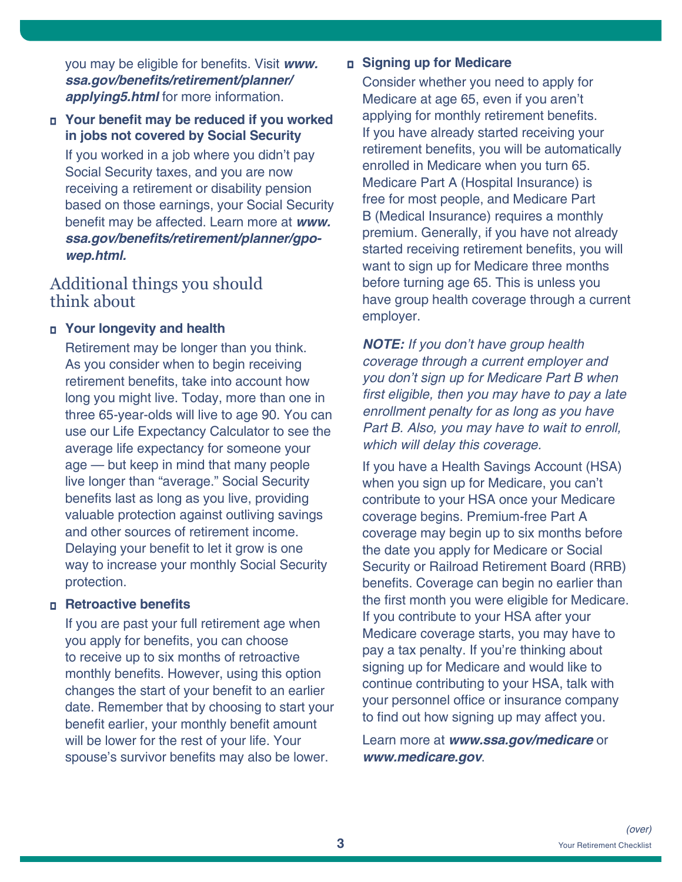you may be eligible for benefits. Visit ***www.ssa.gov/benefits/retirement/planner/applying5.html*** for more information.

- **Your benefit may be reduced if you worked in jobs not covered by Social Security**

  If you worked in a job where you didn't pay Social Security taxes, and you are now receiving a retirement or disability pension based on those earnings, your Social Security benefit may be affected. Learn more at ***www.ssa.gov/benefits/retirement/planner/gpo-wep.html.***

## Additional things you should think about

- **Your longevity and health**

  Retirement may be longer than you think. As you consider when to begin receiving retirement benefits, take into account how long you might live. Today, more than one in three 65-year-olds will live to age 90. You can use our Life Expectancy Calculator to see the average life expectancy for someone your age — but keep in mind that many people live longer than "average." Social Security benefits last as long as you live, providing valuable protection against outliving savings and other sources of retirement income. Delaying your benefit to let it grow is one way to increase your monthly Social Security protection.

- **Retroactive benefits**

  If you are past your full retirement age when you apply for benefits, you can choose to receive up to six months of retroactive monthly benefits. However, using this option changes the start of your benefit to an earlier date. Remember that by choosing to start your benefit earlier, your monthly benefit amount will be lower for the rest of your life. Your spouse's survivor benefits may also be lower.

- **Signing up for Medicare**

  Consider whether you need to apply for Medicare at age 65, even if you aren't applying for monthly retirement benefits. If you have already started receiving your retirement benefits, you will be automatically enrolled in Medicare when you turn 65. Medicare Part A (Hospital Insurance) is free for most people, and Medicare Part B (Medical Insurance) requires a monthly premium. Generally, if you have not already started receiving retirement benefits, you will want to sign up for Medicare three months before turning age 65. This is unless you have group health coverage through a current employer.

  ***NOTE:*** *If you don't have group health coverage through a current employer and you don't sign up for Medicare Part B when first eligible, then you may have to pay a late enrollment penalty for as long as you have Part B. Also, you may have to wait to enroll, which will delay this coverage.*

  If you have a Health Savings Account (HSA) when you sign up for Medicare, you can't contribute to your HSA once your Medicare coverage begins. Premium-free Part A coverage may begin up to six months before the date you apply for Medicare or Social Security or Railroad Retirement Board (RRB) benefits. Coverage can begin no earlier than the first month you were eligible for Medicare. If you contribute to your HSA after your Medicare coverage starts, you may have to pay a tax penalty. If you're thinking about signing up for Medicare and would like to continue contributing to your HSA, talk with your personnel office or insurance company to find out how signing up may affect you.

  Learn more at ***www.ssa.gov/medicare*** or ***www.medicare.gov***.

*(over)*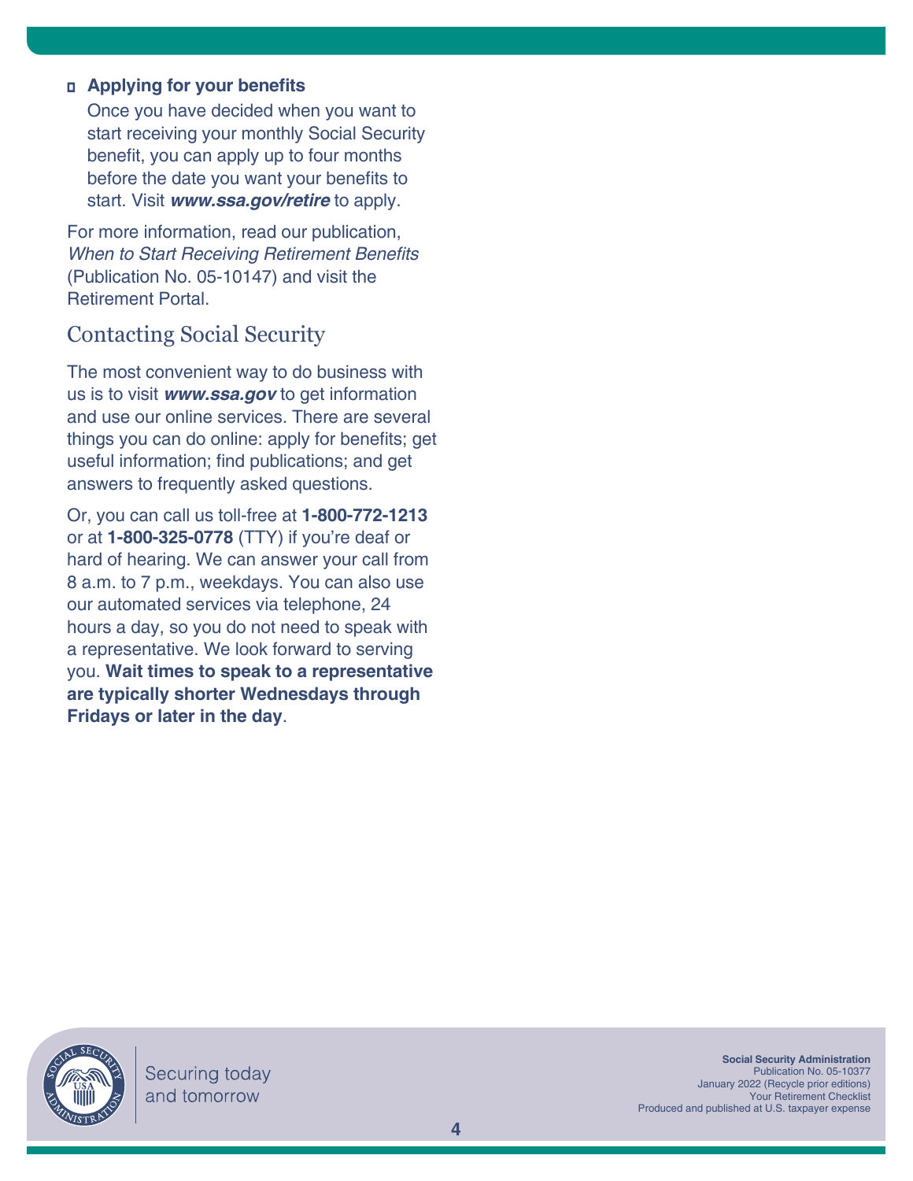- **Applying for your benefits**

  Once you have decided when you want to start receiving your monthly Social Security benefit, you can apply up to four months before the date you want your benefits to start. Visit ***www.ssa.gov/retire*** to apply.

For more information, read our publication, *When to Start Receiving Retirement Benefits* (Publication No. 05-10147) and visit the Retirement Portal.

## Contacting Social Security

The most convenient way to do business with us is to visit ***www.ssa.gov*** to get information and use our online services. There are several things you can do online: apply for benefits; get useful information; find publications; and get answers to frequently asked questions.

Or, you can call us toll-free at **1-800-772-1213** or at **1-800-325-0778** (TTY) if you're deaf or hard of hearing. We can answer your call from 8 a.m. to 7 p.m., weekdays. You can also use our automated services via telephone, 24 hours a day, so you do not need to speak with a representative. We look forward to serving you. **Wait times to speak to a representative are typically shorter Wednesdays through Fridays or later in the day**.

Securing today and tomorrow

**Social Security Administration**
Publication No. 05-10377
January 2022 (Recycle prior editions)
Your Retirement Checklist
Produced and published at U.S. taxpayer expense